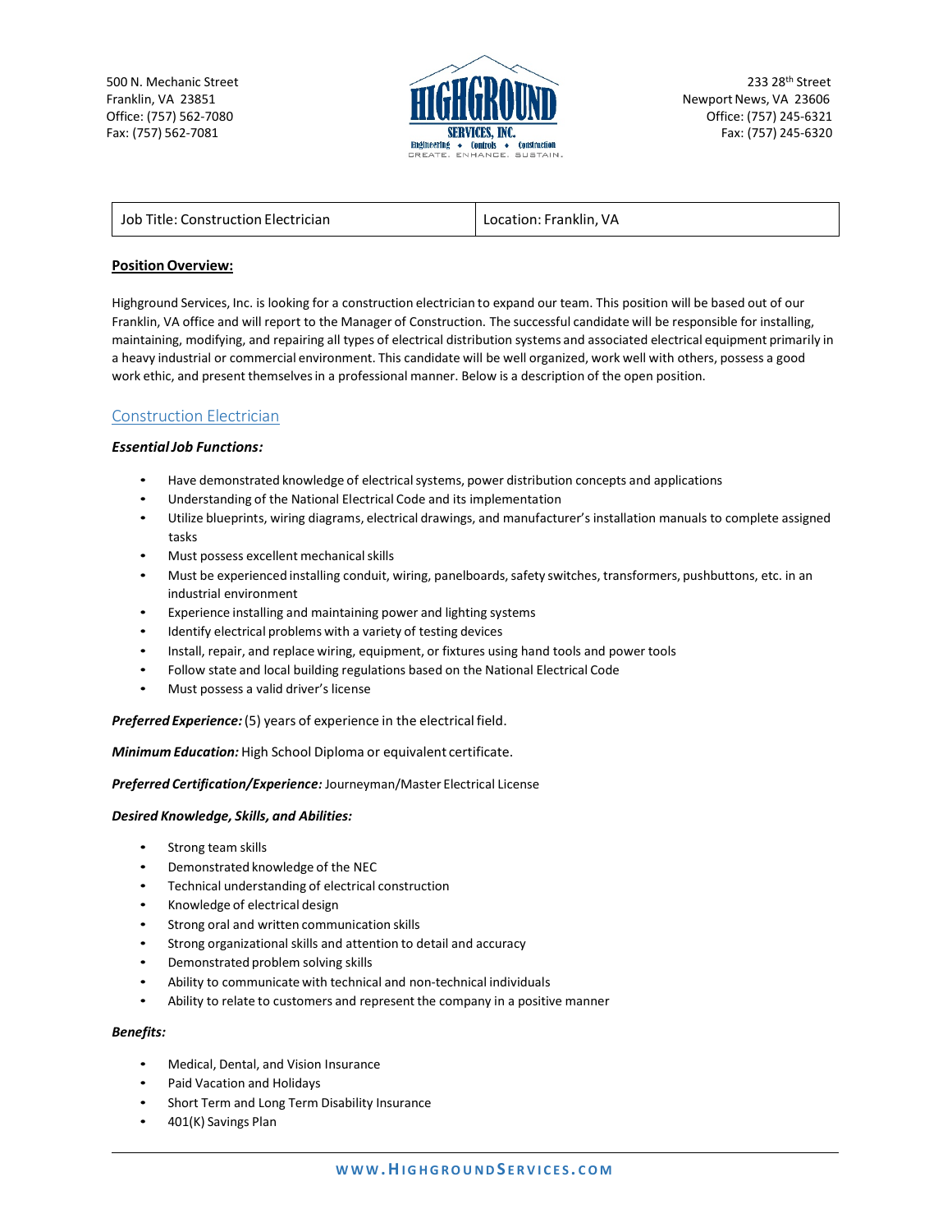500 N. Mechanic Street
Franklin, VA 23851
Office: (757) 562-7080
Fax: (757) 562-7081

HIGHGROUND SERVICES, INC.
Engineering • Controls • Construction
CREATE. ENHANCE. SUSTAIN.

233 28th Street
Newport News, VA 23606
Office: (757) 245-6321
Fax: (757) 245-6320

| | |
|---|---|
| Job Title: Construction Electrician | Location: Franklin, VA |

**Position Overview:**

Highground Services, Inc. is looking for a construction electrician to expand our team. This position will be based out of our Franklin, VA office and will report to the Manager of Construction. The successful candidate will be responsible for installing, maintaining, modifying, and repairing all types of electrical distribution systems and associated electrical equipment primarily in a heavy industrial or commercial environment. This candidate will be well organized, work well with others, possess a good work ethic, and present themselves in a professional manner. Below is a description of the open position.

## Construction Electrician

***Essential Job Functions:***

- Have demonstrated knowledge of electrical systems, power distribution concepts and applications
- Understanding of the National Electrical Code and its implementation
- Utilize blueprints, wiring diagrams, electrical drawings, and manufacturer's installation manuals to complete assigned tasks
- Must possess excellent mechanical skills
- Must be experienced installing conduit, wiring, panelboards, safety switches, transformers, pushbuttons, etc. in an industrial environment
- Experience installing and maintaining power and lighting systems
- Identify electrical problems with a variety of testing devices
- Install, repair, and replace wiring, equipment, or fixtures using hand tools and power tools
- Follow state and local building regulations based on the National Electrical Code
- Must possess a valid driver's license

***Preferred Experience:*** (5) years of experience in the electrical field.

***Minimum Education:*** High School Diploma or equivalent certificate.

***Preferred Certification/Experience:*** Journeyman/Master Electrical License

***Desired Knowledge, Skills, and Abilities:***

- Strong team skills
- Demonstrated knowledge of the NEC
- Technical understanding of electrical construction
- Knowledge of electrical design
- Strong oral and written communication skills
- Strong organizational skills and attention to detail and accuracy
- Demonstrated problem solving skills
- Ability to communicate with technical and non-technical individuals
- Ability to relate to customers and represent the company in a positive manner

***Benefits:***

- Medical, Dental, and Vision Insurance
- Paid Vacation and Holidays
- Short Term and Long Term Disability Insurance
- 401(K) Savings Plan

WWW.HIGHGROUNDSERVICES.COM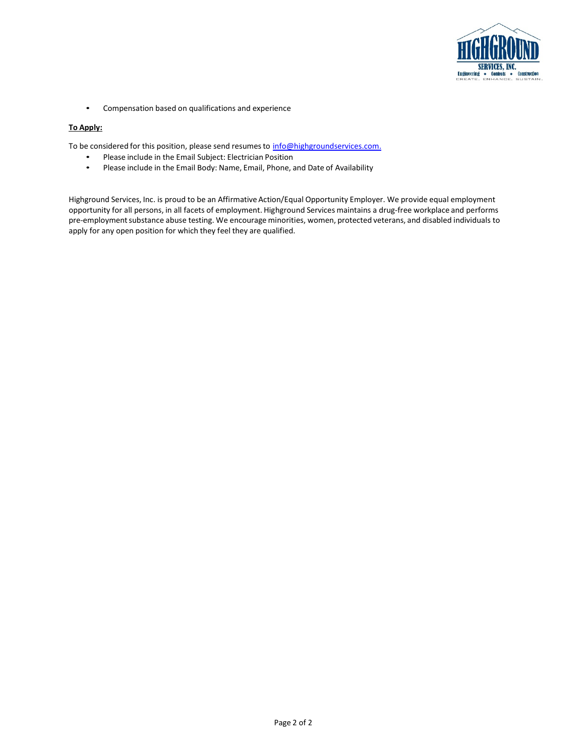- Compensation based on qualifications and experience

**To Apply:**

To be considered for this position, please send resumes to info@highgroundservices.com.

- Please include in the Email Subject: Electrician Position
- Please include in the Email Body: Name, Email, Phone, and Date of Availability

Highground Services, Inc. is proud to be an Affirmative Action/Equal Opportunity Employer. We provide equal employment opportunity for all persons, in all facets of employment. Highground Services maintains a drug-free workplace and performs pre-employment substance abuse testing. We encourage minorities, women, protected veterans, and disabled individuals to apply for any open position for which they feel they are qualified.